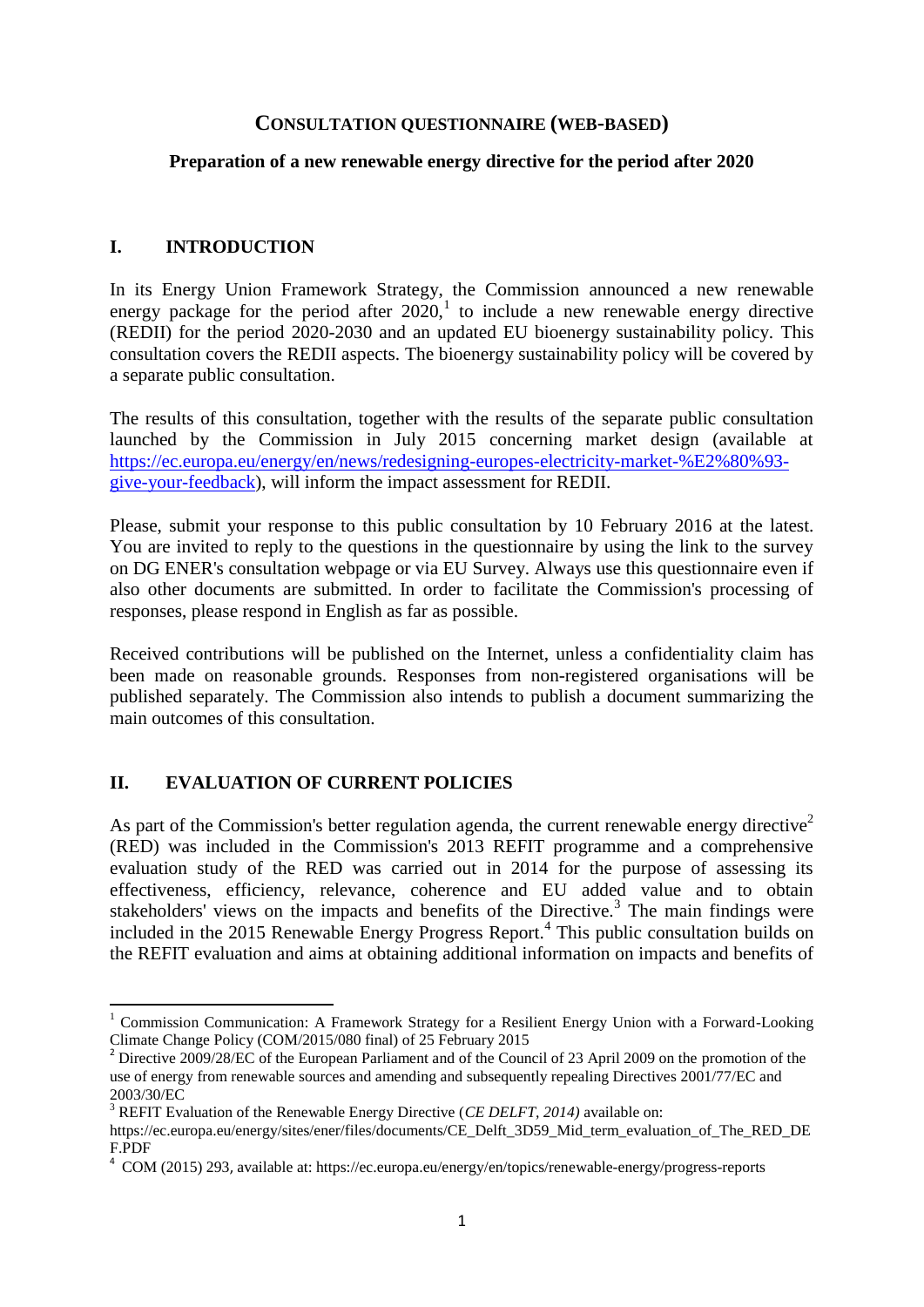# CONSULTATION QUESTIONNAIRE (WEB-BASED)

**Preparation of a new renewable energy directive for the period after 2020**

## I. INTRODUCTION

In its Energy Union Framework Strategy, the Commission announced a new renewable energy package for the period after 2020,[1] to include a new renewable energy directive (REDII) for the period 2020-2030 and an updated EU bioenergy sustainability policy. This consultation covers the REDII aspects. The bioenergy sustainability policy will be covered by a separate public consultation.

The results of this consultation, together with the results of the separate public consultation launched by the Commission in July 2015 concerning market design (available at [https://ec.europa.eu/energy/en/news/redesigning-europes-electricity-market-%E2%80%93-give-your-feedback](https://ec.europa.eu/energy/en/news/redesigning-europes-electricity-market-%E2%80%93-give-your-feedback)), will inform the impact assessment for REDII.

Please, submit your response to this public consultation by 10 February 2016 at the latest. You are invited to reply to the questions in the questionnaire by using the link to the survey on DG ENER's consultation webpage or via EU Survey. Always use this questionnaire even if also other documents are submitted. In order to facilitate the Commission's processing of responses, please respond in English as far as possible.

Received contributions will be published on the Internet, unless a confidentiality claim has been made on reasonable grounds. Responses from non-registered organisations will be published separately. The Commission also intends to publish a document summarizing the main outcomes of this consultation.

## II. EVALUATION OF CURRENT POLICIES

As part of the Commission's better regulation agenda, the current renewable energy directive[2] (RED) was included in the Commission's 2013 REFIT programme and a comprehensive evaluation study of the RED was carried out in 2014 for the purpose of assessing its effectiveness, efficiency, relevance, coherence and EU added value and to obtain stakeholders' views on the impacts and benefits of the Directive.[3] The main findings were included in the 2015 Renewable Energy Progress Report.[4] This public consultation builds on the REFIT evaluation and aims at obtaining additional information on impacts and benefits of

---

[1] Commission Communication: A Framework Strategy for a Resilient Energy Union with a Forward-Looking Climate Change Policy (COM/2015/080 final) of 25 February 2015

[2] Directive 2009/28/EC of the European Parliament and of the Council of 23 April 2009 on the promotion of the use of energy from renewable sources and amending and subsequently repealing Directives 2001/77/EC and 2003/30/EC

[3] REFIT Evaluation of the Renewable Energy Directive (*CE DELFT, 2014)* available on: https://ec.europa.eu/energy/sites/ener/files/documents/CE_Delft_3D59_Mid_term_evaluation_of_The_RED_DEF.PDF

[4] COM (2015) 293, available at: https://ec.europa.eu/energy/en/topics/renewable-energy/progress-reports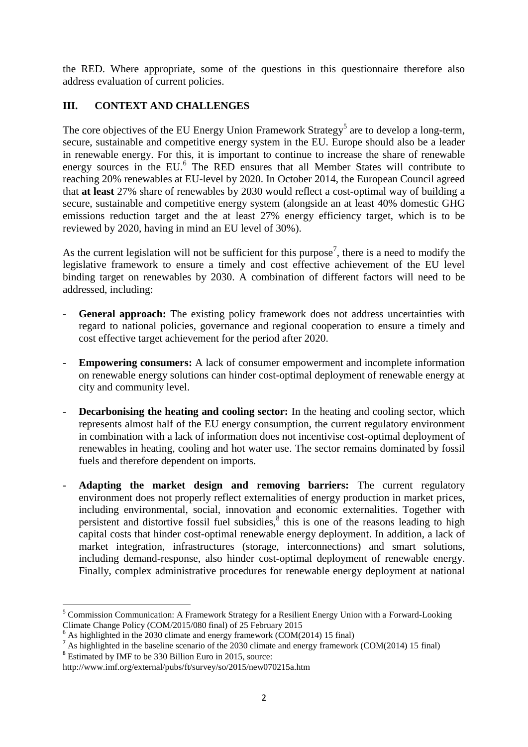the RED. Where appropriate, some of the questions in this questionnaire therefore also address evaluation of current policies.

## III. CONTEXT AND CHALLENGES

The core objectives of the EU Energy Union Framework Strategy[5] are to develop a long-term, secure, sustainable and competitive energy system in the EU. Europe should also be a leader in renewable energy. For this, it is important to continue to increase the share of renewable energy sources in the EU.[6] The RED ensures that all Member States will contribute to reaching 20% renewables at EU-level by 2020. In October 2014, the European Council agreed that **at least** 27% share of renewables by 2030 would reflect a cost-optimal way of building a secure, sustainable and competitive energy system (alongside an at least 40% domestic GHG emissions reduction target and the at least 27% energy efficiency target, which is to be reviewed by 2020, having in mind an EU level of 30%).

As the current legislation will not be sufficient for this purpose[7], there is a need to modify the legislative framework to ensure a timely and cost effective achievement of the EU level binding target on renewables by 2030. A combination of different factors will need to be addressed, including:

- **General approach:** The existing policy framework does not address uncertainties with regard to national policies, governance and regional cooperation to ensure a timely and cost effective target achievement for the period after 2020.
- **Empowering consumers:** A lack of consumer empowerment and incomplete information on renewable energy solutions can hinder cost-optimal deployment of renewable energy at city and community level.
- **Decarbonising the heating and cooling sector:** In the heating and cooling sector, which represents almost half of the EU energy consumption, the current regulatory environment in combination with a lack of information does not incentivise cost-optimal deployment of renewables in heating, cooling and hot water use. The sector remains dominated by fossil fuels and therefore dependent on imports.
- **Adapting the market design and removing barriers:** The current regulatory environment does not properly reflect externalities of energy production in market prices, including environmental, social, innovation and economic externalities. Together with persistent and distortive fossil fuel subsidies,[8] this is one of the reasons leading to high capital costs that hinder cost-optimal renewable energy deployment. In addition, a lack of market integration, infrastructures (storage, interconnections) and smart solutions, including demand-response, also hinder cost-optimal deployment of renewable energy. Finally, complex administrative procedures for renewable energy deployment at national

---

[5] Commission Communication: A Framework Strategy for a Resilient Energy Union with a Forward-Looking Climate Change Policy (COM/2015/080 final) of 25 February 2015

[6] As highlighted in the 2030 climate and energy framework (COM(2014) 15 final)

[7] As highlighted in the baseline scenario of the 2030 climate and energy framework (COM(2014) 15 final)

[8] Estimated by IMF to be 330 Billion Euro in 2015, source: http://www.imf.org/external/pubs/ft/survey/so/2015/new070215a.htm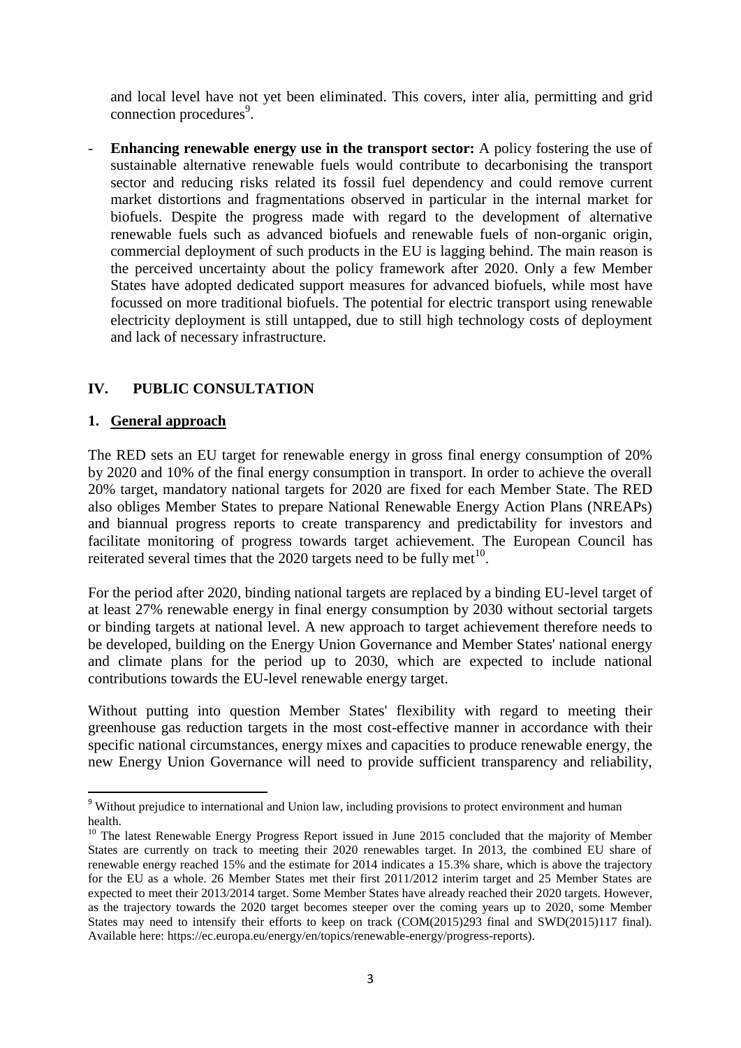and local level have not yet been eliminated. This covers, inter alia, permitting and grid connection procedures[9].

- **Enhancing renewable energy use in the transport sector:** A policy fostering the use of sustainable alternative renewable fuels would contribute to decarbonising the transport sector and reducing risks related its fossil fuel dependency and could remove current market distortions and fragmentations observed in particular in the internal market for biofuels. Despite the progress made with regard to the development of alternative renewable fuels such as advanced biofuels and renewable fuels of non-organic origin, commercial deployment of such products in the EU is lagging behind. The main reason is the perceived uncertainty about the policy framework after 2020. Only a few Member States have adopted dedicated support measures for advanced biofuels, while most have focussed on more traditional biofuels. The potential for electric transport using renewable electricity deployment is still untapped, due to still high technology costs of deployment and lack of necessary infrastructure.

## IV. PUBLIC CONSULTATION

### 1. General approach

The RED sets an EU target for renewable energy in gross final energy consumption of 20% by 2020 and 10% of the final energy consumption in transport. In order to achieve the overall 20% target, mandatory national targets for 2020 are fixed for each Member State. The RED also obliges Member States to prepare National Renewable Energy Action Plans (NREAPs) and biannual progress reports to create transparency and predictability for investors and facilitate monitoring of progress towards target achievement. The European Council has reiterated several times that the 2020 targets need to be fully met[10].

For the period after 2020, binding national targets are replaced by a binding EU-level target of at least 27% renewable energy in final energy consumption by 2030 without sectorial targets or binding targets at national level. A new approach to target achievement therefore needs to be developed, building on the Energy Union Governance and Member States' national energy and climate plans for the period up to 2030, which are expected to include national contributions towards the EU-level renewable energy target.

Without putting into question Member States' flexibility with regard to meeting their greenhouse gas reduction targets in the most cost-effective manner in accordance with their specific national circumstances, energy mixes and capacities to produce renewable energy, the new Energy Union Governance will need to provide sufficient transparency and reliability,

---

[9] Without prejudice to international and Union law, including provisions to protect environment and human health.

[10] The latest Renewable Energy Progress Report issued in June 2015 concluded that the majority of Member States are currently on track to meeting their 2020 renewables target. In 2013, the combined EU share of renewable energy reached 15% and the estimate for 2014 indicates a 15.3% share, which is above the trajectory for the EU as a whole. 26 Member States met their first 2011/2012 interim target and 25 Member States are expected to meet their 2013/2014 target. Some Member States have already reached their 2020 targets. However, as the trajectory towards the 2020 target becomes steeper over the coming years up to 2020, some Member States may need to intensify their efforts to keep on track (COM(2015)293 final and SWD(2015)117 final). Available here: https://ec.europa.eu/energy/en/topics/renewable-energy/progress-reports).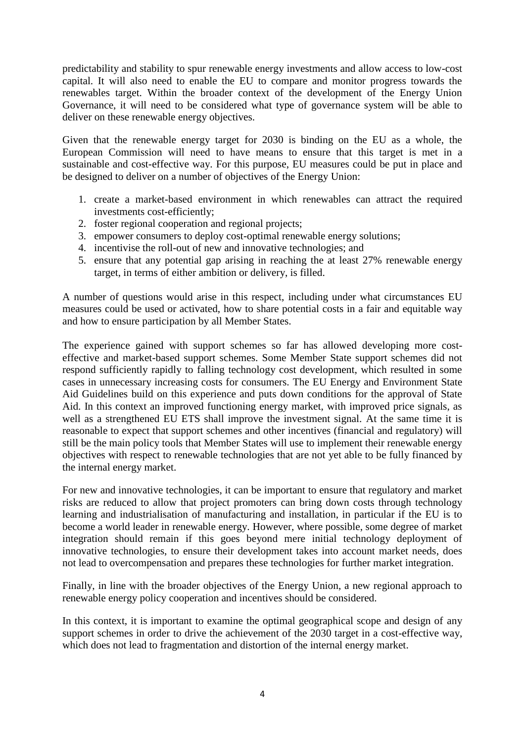predictability and stability to spur renewable energy investments and allow access to low-cost capital. It will also need to enable the EU to compare and monitor progress towards the renewables target. Within the broader context of the development of the Energy Union Governance, it will need to be considered what type of governance system will be able to deliver on these renewable energy objectives.

Given that the renewable energy target for 2030 is binding on the EU as a whole, the European Commission will need to have means to ensure that this target is met in a sustainable and cost-effective way. For this purpose, EU measures could be put in place and be designed to deliver on a number of objectives of the Energy Union:

1. create a market-based environment in which renewables can attract the required investments cost-efficiently;
2. foster regional cooperation and regional projects;
3. empower consumers to deploy cost-optimal renewable energy solutions;
4. incentivise the roll-out of new and innovative technologies; and
5. ensure that any potential gap arising in reaching the at least 27% renewable energy target, in terms of either ambition or delivery, is filled.

A number of questions would arise in this respect, including under what circumstances EU measures could be used or activated, how to share potential costs in a fair and equitable way and how to ensure participation by all Member States.

The experience gained with support schemes so far has allowed developing more cost-effective and market-based support schemes. Some Member State support schemes did not respond sufficiently rapidly to falling technology cost development, which resulted in some cases in unnecessary increasing costs for consumers. The EU Energy and Environment State Aid Guidelines build on this experience and puts down conditions for the approval of State Aid. In this context an improved functioning energy market, with improved price signals, as well as a strengthened EU ETS shall improve the investment signal. At the same time it is reasonable to expect that support schemes and other incentives (financial and regulatory) will still be the main policy tools that Member States will use to implement their renewable energy objectives with respect to renewable technologies that are not yet able to be fully financed by the internal energy market.

For new and innovative technologies, it can be important to ensure that regulatory and market risks are reduced to allow that project promoters can bring down costs through technology learning and industrialisation of manufacturing and installation, in particular if the EU is to become a world leader in renewable energy. However, where possible, some degree of market integration should remain if this goes beyond mere initial technology deployment of innovative technologies, to ensure their development takes into account market needs, does not lead to overcompensation and prepares these technologies for further market integration.

Finally, in line with the broader objectives of the Energy Union, a new regional approach to renewable energy policy cooperation and incentives should be considered.

In this context, it is important to examine the optimal geographical scope and design of any support schemes in order to drive the achievement of the 2030 target in a cost-effective way, which does not lead to fragmentation and distortion of the internal energy market.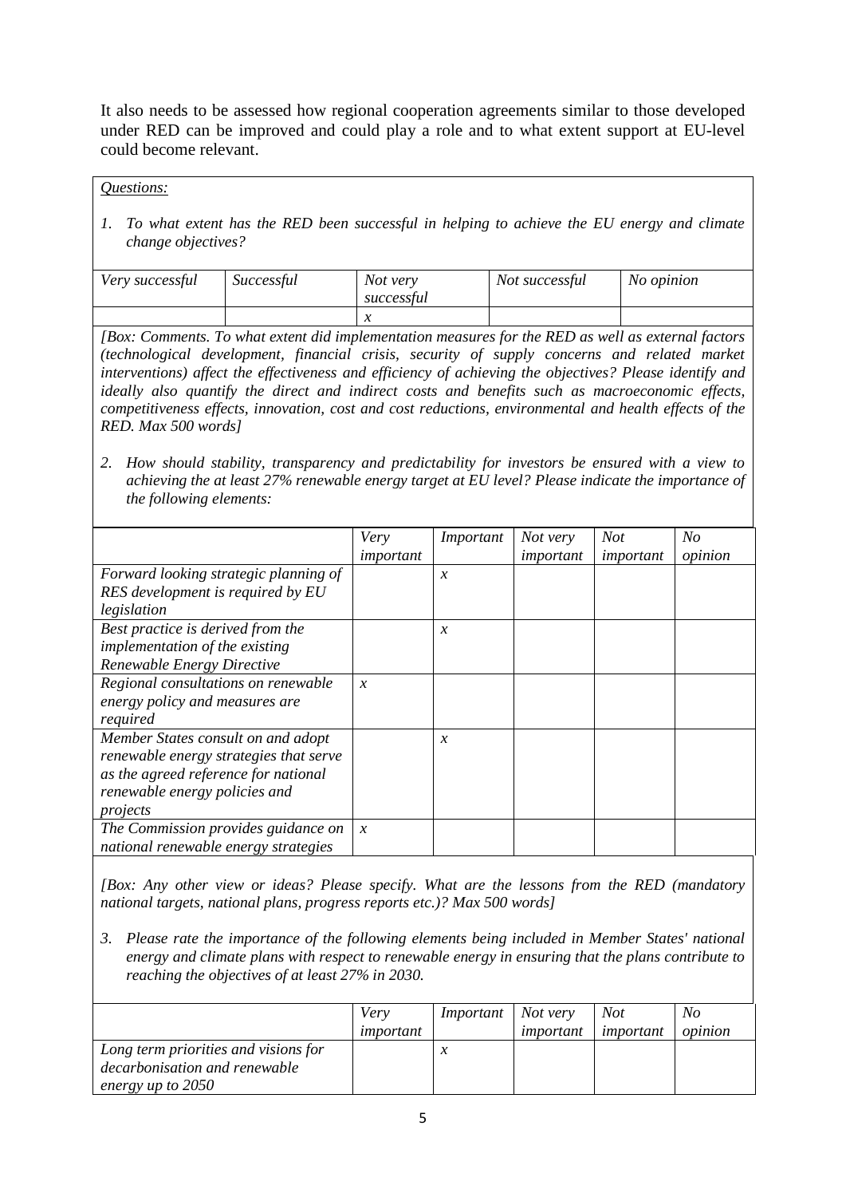It also needs to be assessed how regional cooperation agreements similar to those developed under RED can be improved and could play a role and to what extent support at EU-level could become relevant.

*Questions:*

*1. To what extent has the RED been successful in helping to achieve the EU energy and climate change objectives?*

| *Very successful* | *Successful* | *Not very successful* | *Not successful* | *No opinion* |
|---|---|---|---|---|
| | | *x* | | |

*[Box: Comments. To what extent did implementation measures for the RED as well as external factors (technological development, financial crisis, security of supply concerns and related market interventions) affect the effectiveness and efficiency of achieving the objectives? Please identify and ideally also quantify the direct and indirect costs and benefits such as macroeconomic effects, competitiveness effects, innovation, cost and cost reductions, environmental and health effects of the RED. Max 500 words]*

*2. How should stability, transparency and predictability for investors be ensured with a view to achieving the at least 27% renewable energy target at EU level? Please indicate the importance of the following elements:*

| | *Very important* | *Important* | *Not very important* | *Not important* | *No opinion* |
|---|---|---|---|---|---|
| *Forward looking strategic planning of RES development is required by EU legislation* | | *x* | | | |
| *Best practice is derived from the implementation of the existing Renewable Energy Directive* | | *x* | | | |
| *Regional consultations on renewable energy policy and measures are required* | *x* | | | | |
| *Member States consult on and adopt renewable energy strategies that serve as the agreed reference for national renewable energy policies and projects* | | *x* | | | |
| *The Commission provides guidance on national renewable energy strategies* | *x* | | | | |

*[Box: Any other view or ideas? Please specify. What are the lessons from the RED (mandatory national targets, national plans, progress reports etc.)? Max 500 words]*

*3. Please rate the importance of the following elements being included in Member States' national energy and climate plans with respect to renewable energy in ensuring that the plans contribute to reaching the objectives of at least 27% in 2030.*

| | *Very important* | *Important* | *Not very important* | *Not important* | *No opinion* |
|---|---|---|---|---|---|
| *Long term priorities and visions for decarbonisation and renewable energy up to 2050* | | *x* | | | |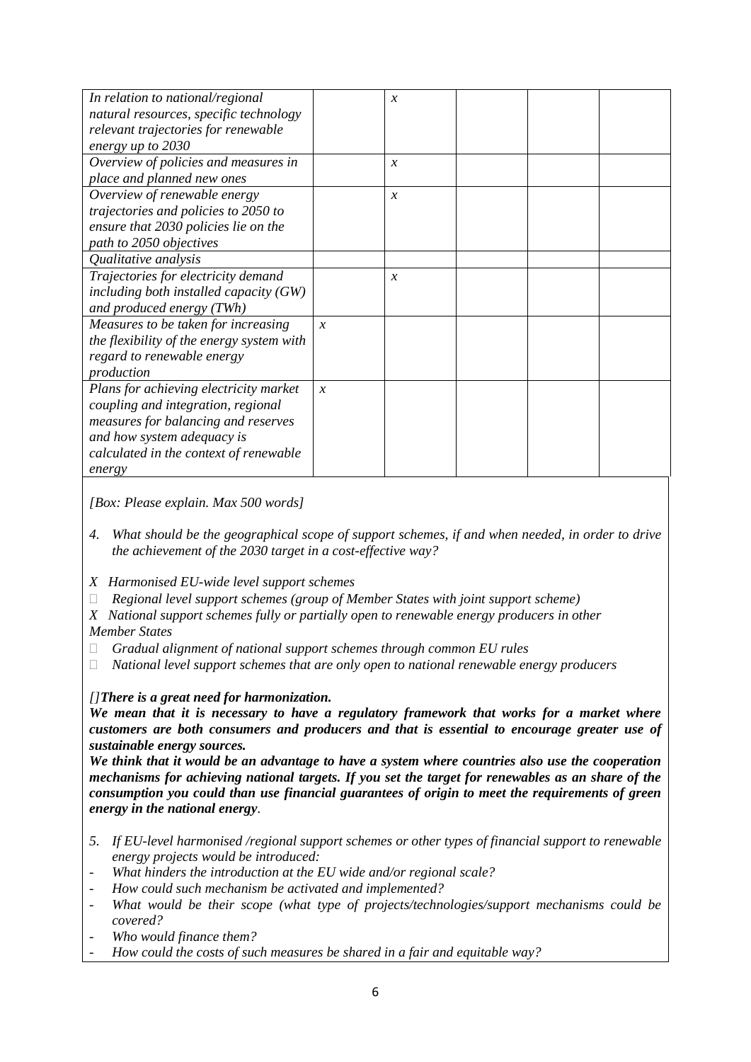| | | | | | |
|---|---|---|---|---|---|
| *In relation to national/regional natural resources, specific technology relevant trajectories for renewable energy up to 2030* | | *x* | | | |
| *Overview of policies and measures in place and planned new ones* | | *x* | | | |
| *Overview of renewable energy trajectories and policies to 2050 to ensure that 2030 policies lie on the path to 2050 objectives* | | *x* | | | |
| *Qualitative analysis* | | | | | |
| *Trajectories for electricity demand including both installed capacity (GW) and produced energy (TWh)* | | *x* | | | |
| *Measures to be taken for increasing the flexibility of the energy system with regard to renewable energy production* | *x* | | | | |
| *Plans for achieving electricity market coupling and integration, regional measures for balancing and reserves and how system adequacy is calculated in the context of renewable energy* | *x* | | | | |

*[Box: Please explain. Max 500 words]*

4. *What should be the geographical scope of support schemes, if and when needed, in order to drive the achievement of the 2030 target in a cost-effective way?*

*X Harmonised EU-wide level support schemes*

□ *Regional level support schemes (group of Member States with joint support scheme)*

*X National support schemes fully or partially open to renewable energy producers in other Member States*

□ *Gradual alignment of national support schemes through common EU rules*

□ *National level support schemes that are only open to national renewable energy producers*

*[]**There is a great need for harmonization.***

***We mean that it is necessary to have a regulatory framework that works for a market where customers are both consumers and producers and that is essential to encourage greater use of sustainable energy sources.***

***We think that it would be an advantage to have a system where countries also use the cooperation mechanisms for achieving national targets. If you set the target for renewables as an share of the consumption you could than use financial guarantees of origin to meet the requirements of green energy in the national energy**.*

5. *If EU-level harmonised /regional support schemes or other types of financial support to renewable energy projects would be introduced:*

- *What hinders the introduction at the EU wide and/or regional scale?*
- *How could such mechanism be activated and implemented?*
- *What would be their scope (what type of projects/technologies/support mechanisms could be covered?*
- *Who would finance them?*
- *How could the costs of such measures be shared in a fair and equitable way?*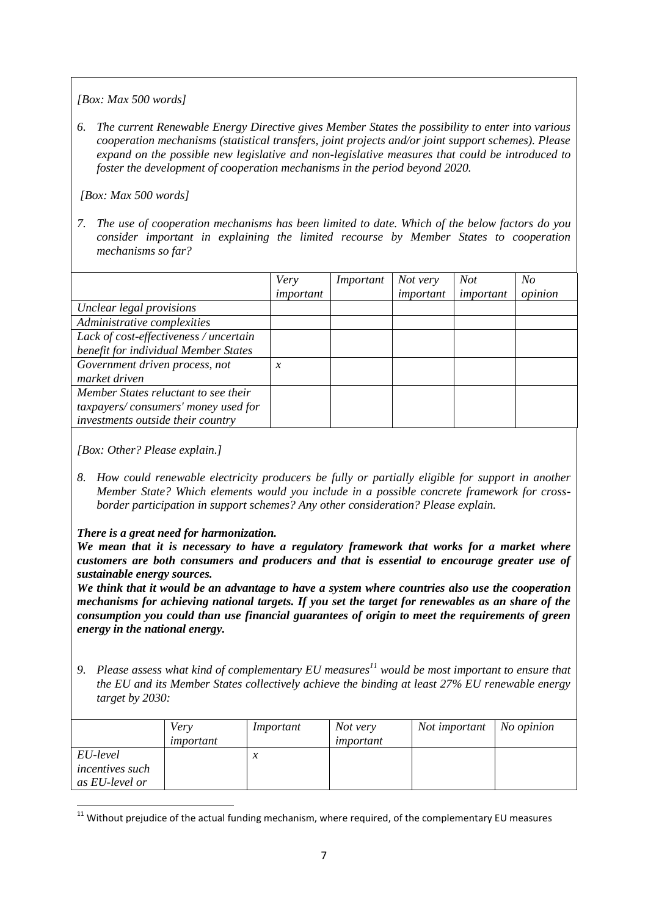*[Box: Max 500 words]*

6. *The current Renewable Energy Directive gives Member States the possibility to enter into various cooperation mechanisms (statistical transfers, joint projects and/or joint support schemes). Please expand on the possible new legislative and non-legislative measures that could be introduced to foster the development of cooperation mechanisms in the period beyond 2020.*

*[Box: Max 500 words]*

7. *The use of cooperation mechanisms has been limited to date. Which of the below factors do you consider important in explaining the limited recourse by Member States to cooperation mechanisms so far?*

| | *Very important* | *Important* | *Not very important* | *Not important* | *No opinion* |
|---|---|---|---|---|---|
| *Unclear legal provisions* | | | | | |
| *Administrative complexities* | | | | | |
| *Lack of cost-effectiveness / uncertain benefit for individual Member States* | | | | | |
| *Government driven process, not market driven* | *x* | | | | |
| *Member States reluctant to see their taxpayers/ consumers' money used for investments outside their country* | | | | | |

*[Box: Other? Please explain.]*

8. *How could renewable electricity producers be fully or partially eligible for support in another Member State? Which elements would you include in a possible concrete framework for cross-border participation in support schemes? Any other consideration? Please explain.*

***There is a great need for harmonization.***

***We mean that it is necessary to have a regulatory framework that works for a market where customers are both consumers and producers and that is essential to encourage greater use of sustainable energy sources.***

***We think that it would be an advantage to have a system where countries also use the cooperation mechanisms for achieving national targets. If you set the target for renewables as an share of the consumption you could than use financial guarantees of origin to meet the requirements of green energy in the national energy.***

9. *Please assess what kind of complementary EU measures[11] would be most important to ensure that the EU and its Member States collectively achieve the binding at least 27% EU renewable energy target by 2030:*

| | *Very important* | *Important* | *Not very important* | *Not important* | *No opinion* |
|---|---|---|---|---|---|
| *EU-level incentives such as EU-level or* | | *x* | | | |

[11] Without prejudice of the actual funding mechanism, where required, of the complementary EU measures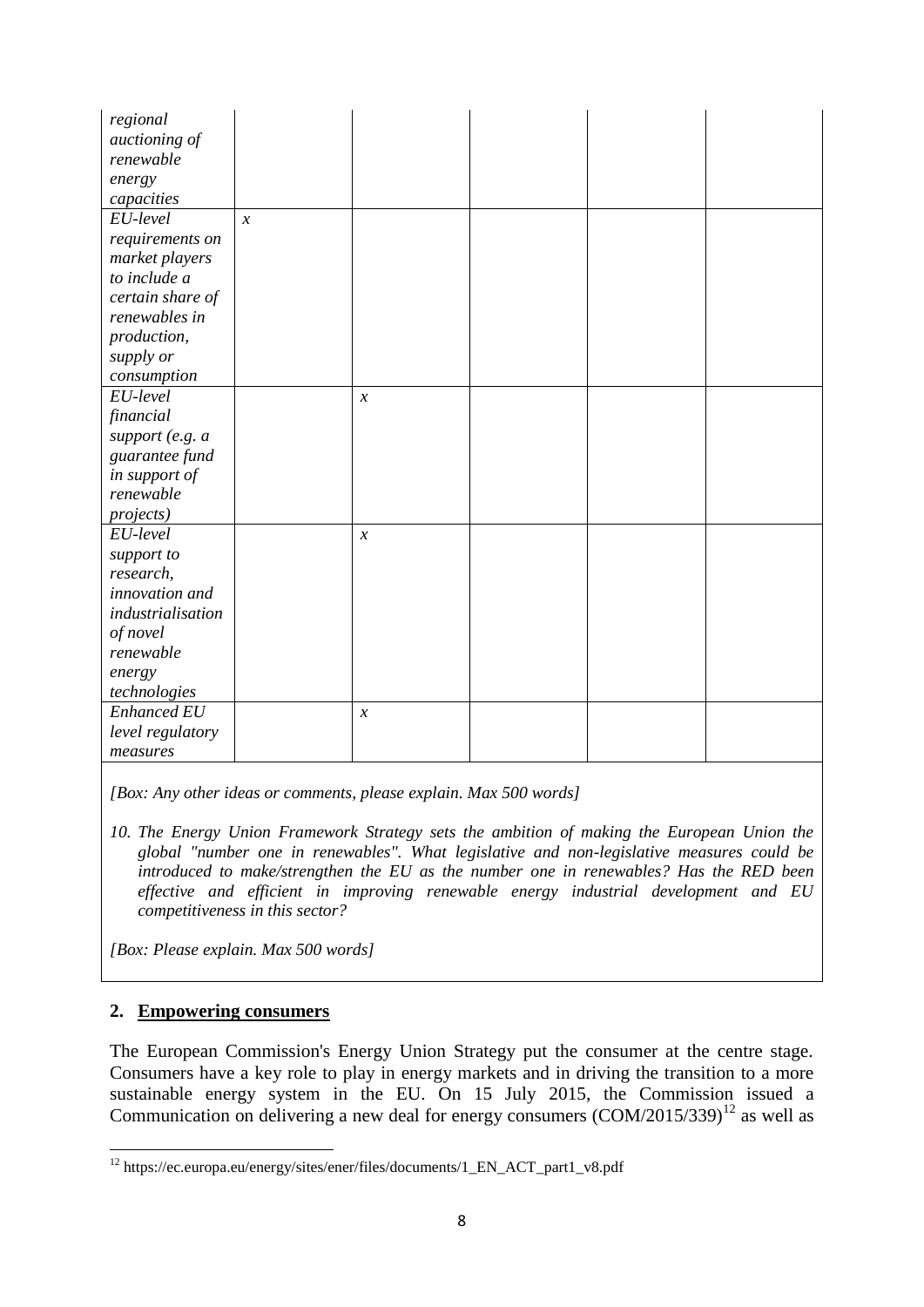| | | | | | |
|---|---|---|---|---|---|
| *regional auctioning of renewable energy capacities* | | | | | |
| *EU-level requirements on market players to include a certain share of renewables in production, supply or consumption* | *x* | | | | |
| *EU-level financial support (e.g. a guarantee fund in support of renewable projects)* | | *x* | | | |
| *EU-level support to research, innovation and industrialisation of novel renewable energy technologies* | | *x* | | | |
| *Enhanced EU level regulatory measures* | | *x* | | | |

*[Box: Any other ideas or comments, please explain. Max 500 words]*

*10. The Energy Union Framework Strategy sets the ambition of making the European Union the global "number one in renewables". What legislative and non-legislative measures could be introduced to make/strengthen the EU as the number one in renewables? Has the RED been effective and efficient in improving renewable energy industrial development and EU competitiveness in this sector?*

*[Box: Please explain. Max 500 words]*

## 2. Empowering consumers

The European Commission's Energy Union Strategy put the consumer at the centre stage. Consumers have a key role to play in energy markets and in driving the transition to a more sustainable energy system in the EU. On 15 July 2015, the Commission issued a Communication on delivering a new deal for energy consumers (COM/2015/339)[12] as well as

[12] https://ec.europa.eu/energy/sites/ener/files/documents/1_EN_ACT_part1_v8.pdf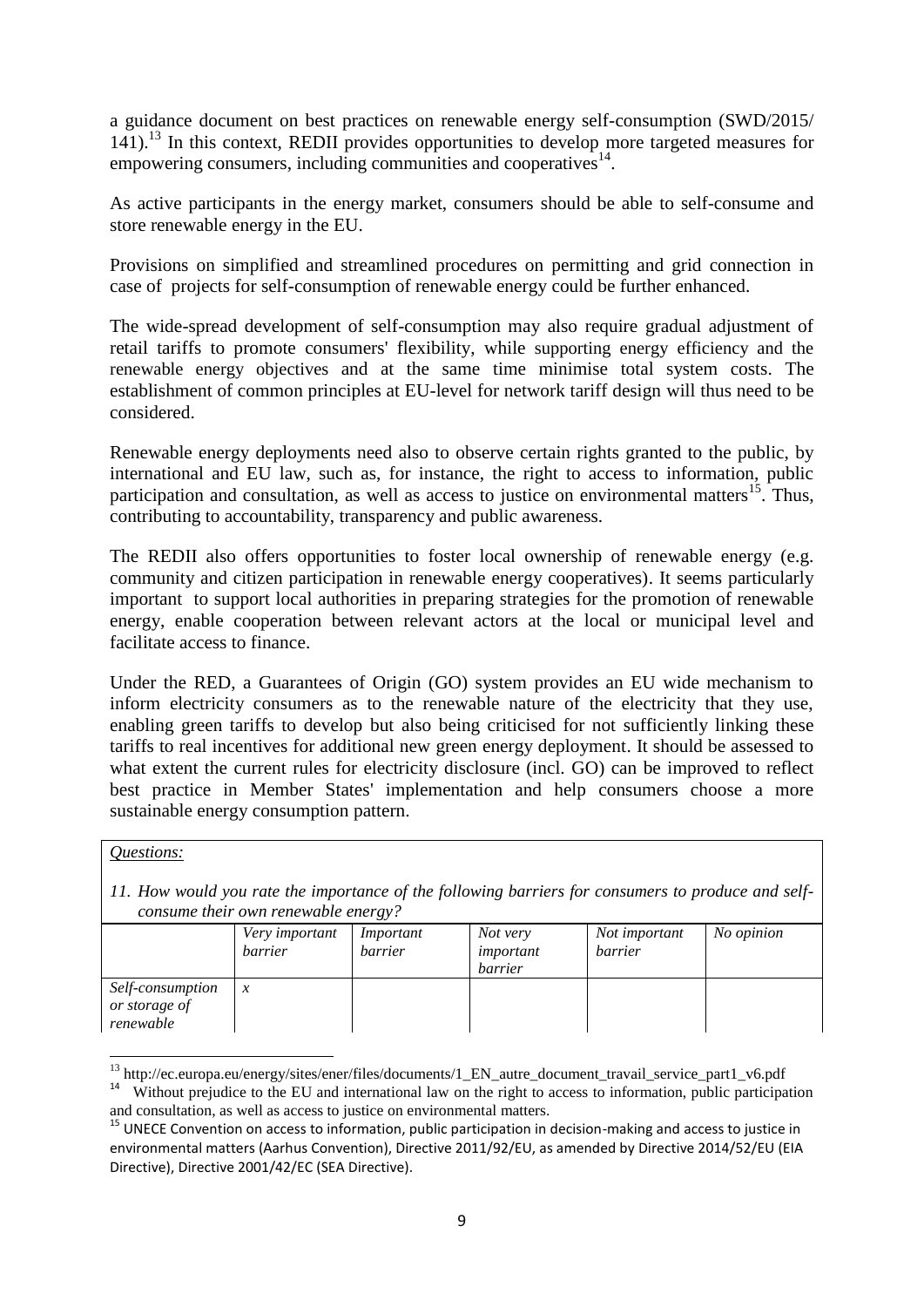a guidance document on best practices on renewable energy self-consumption (SWD/2015/ 141).[13] In this context, REDII provides opportunities to develop more targeted measures for empowering consumers, including communities and cooperatives[14].

As active participants in the energy market, consumers should be able to self-consume and store renewable energy in the EU.

Provisions on simplified and streamlined procedures on permitting and grid connection in case of projects for self-consumption of renewable energy could be further enhanced.

The wide-spread development of self-consumption may also require gradual adjustment of retail tariffs to promote consumers' flexibility, while supporting energy efficiency and the renewable energy objectives and at the same time minimise total system costs. The establishment of common principles at EU-level for network tariff design will thus need to be considered.

Renewable energy deployments need also to observe certain rights granted to the public, by international and EU law, such as, for instance, the right to access to information, public participation and consultation, as well as access to justice on environmental matters[15]. Thus, contributing to accountability, transparency and public awareness.

The REDII also offers opportunities to foster local ownership of renewable energy (e.g. community and citizen participation in renewable energy cooperatives). It seems particularly important to support local authorities in preparing strategies for the promotion of renewable energy, enable cooperation between relevant actors at the local or municipal level and facilitate access to finance.

Under the RED, a Guarantees of Origin (GO) system provides an EU wide mechanism to inform electricity consumers as to the renewable nature of the electricity that they use, enabling green tariffs to develop but also being criticised for not sufficiently linking these tariffs to real incentives for additional new green energy deployment. It should be assessed to what extent the current rules for electricity disclosure (incl. GO) can be improved to reflect best practice in Member States' implementation and help consumers choose a more sustainable energy consumption pattern.

*Questions:*

*11. How would you rate the importance of the following barriers for consumers to produce and self-consume their own renewable energy?*

| | *Very important barrier* | *Important barrier* | *Not very important barrier* | *Not important barrier* | *No opinion* |
|---|---|---|---|---|---|
| *Self-consumption or storage of renewable* | *x* | | | | |

[13] http://ec.europa.eu/energy/sites/ener/files/documents/1_EN_autre_document_travail_service_part1_v6.pdf

[14] Without prejudice to the EU and international law on the right to access to information, public participation and consultation, as well as access to justice on environmental matters.

[15] UNECE Convention on access to information, public participation in decision-making and access to justice in environmental matters (Aarhus Convention), Directive 2011/92/EU, as amended by Directive 2014/52/EU (EIA Directive), Directive 2001/42/EC (SEA Directive).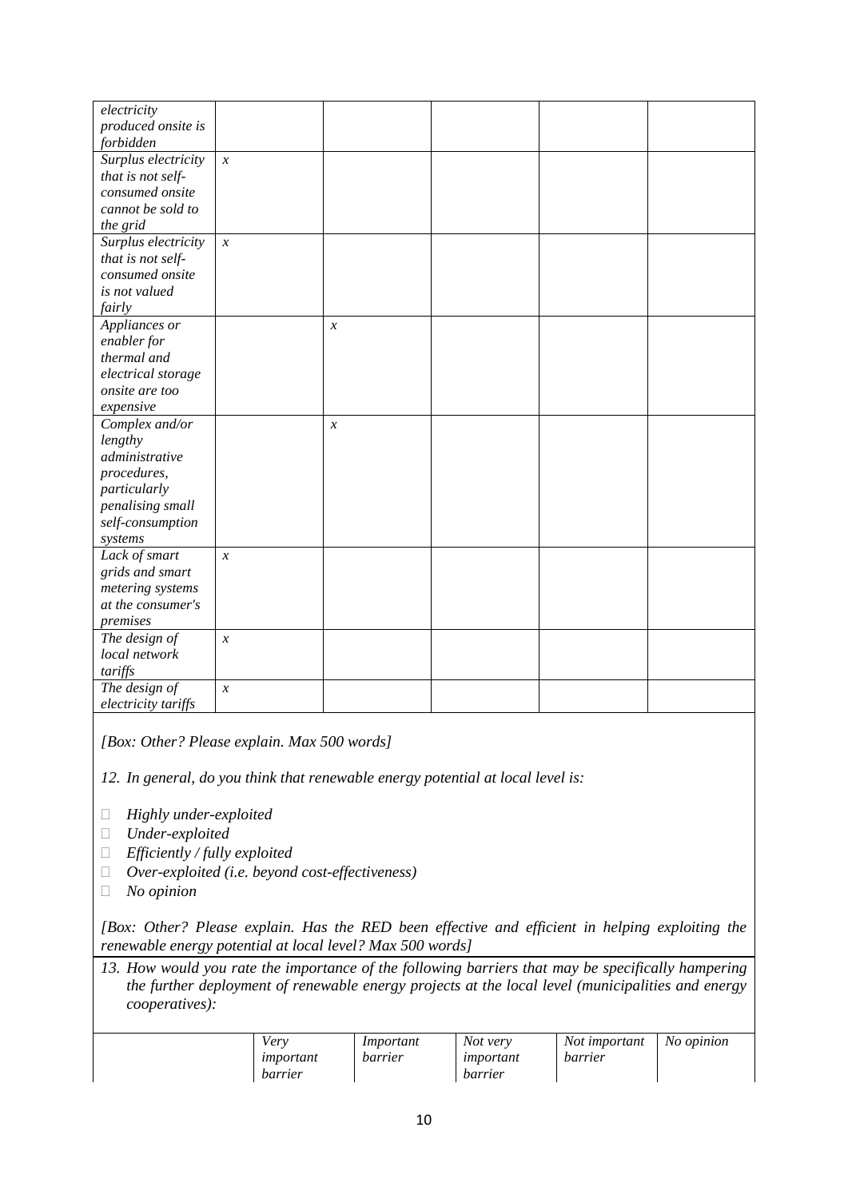| | | | | | |
|---|---|---|---|---|---|
| *electricity produced onsite is forbidden* | | | | | |
| *Surplus electricity that is not self-consumed onsite cannot be sold to the grid* | *x* | | | | |
| *Surplus electricity that is not self-consumed onsite is not valued fairly* | *x* | | | | |
| *Appliances or enabler for thermal and electrical storage onsite are too expensive* | | *x* | | | |
| *Complex and/or lengthy administrative procedures, particularly penalising small self-consumption systems* | | *x* | | | |
| *Lack of smart grids and smart metering systems at the consumer's premises* | *x* | | | | |
| *The design of local network tariffs* | *x* | | | | |
| *The design of electricity tariffs* | *x* | | | | |

*[Box: Other? Please explain. Max 500 words]*

*12. In general, do you think that renewable energy potential at local level is:*

- *Highly under-exploited*
- *Under-exploited*
- *Efficiently / fully exploited*
- *Over-exploited (i.e. beyond cost-effectiveness)*
- *No opinion*

*[Box: Other? Please explain. Has the RED been effective and efficient in helping exploiting the renewable energy potential at local level? Max 500 words]*

*13. How would you rate the importance of the following barriers that may be specifically hampering the further deployment of renewable energy projects at the local level (municipalities and energy cooperatives):*

| | *Very important barrier* | *Important barrier* | *Not very important barrier* | *Not important barrier* | *No opinion* |
|---|---|---|---|---|---|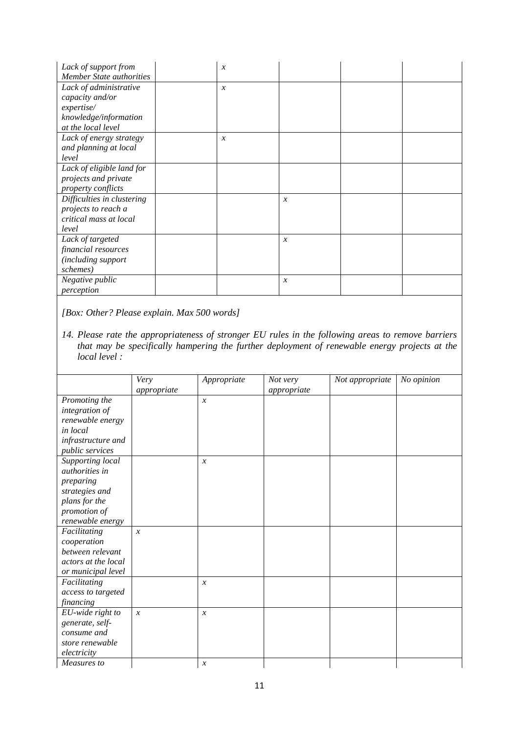| | | | | | |
|---|---|---|---|---|---|
| *Lack of support from Member State authorities* | | *x* | | | |
| *Lack of administrative capacity and/or expertise/ knowledge/information at the local level* | | *x* | | | |
| *Lack of energy strategy and planning at local level* | | *x* | | | |
| *Lack of eligible land for projects and private property conflicts* | | | | | |
| *Difficulties in clustering projects to reach a critical mass at local level* | | | *x* | | |
| *Lack of targeted financial resources (including support schemes)* | | | *x* | | |
| *Negative public perception* | | | *x* | | |

*[Box: Other? Please explain. Max 500 words]*

14. *Please rate the appropriateness of stronger EU rules in the following areas to remove barriers that may be specifically hampering the further deployment of renewable energy projects at the local level :*

| | *Very appropriate* | *Appropriate* | *Not very appropriate* | *Not appropriate* | *No opinion* |
|---|---|---|---|---|---|
| *Promoting the integration of renewable energy in local infrastructure and public services* | | *x* | | | |
| *Supporting local authorities in preparing strategies and plans for the promotion of renewable energy* | | *x* | | | |
| *Facilitating cooperation between relevant actors at the local or municipal level* | *x* | | | | |
| *Facilitating access to targeted financing* | | *x* | | | |
| *EU-wide right to generate, self-consume and store renewable electricity* | *x* | *x* | | | |
| *Measures to* | | *x* | | | |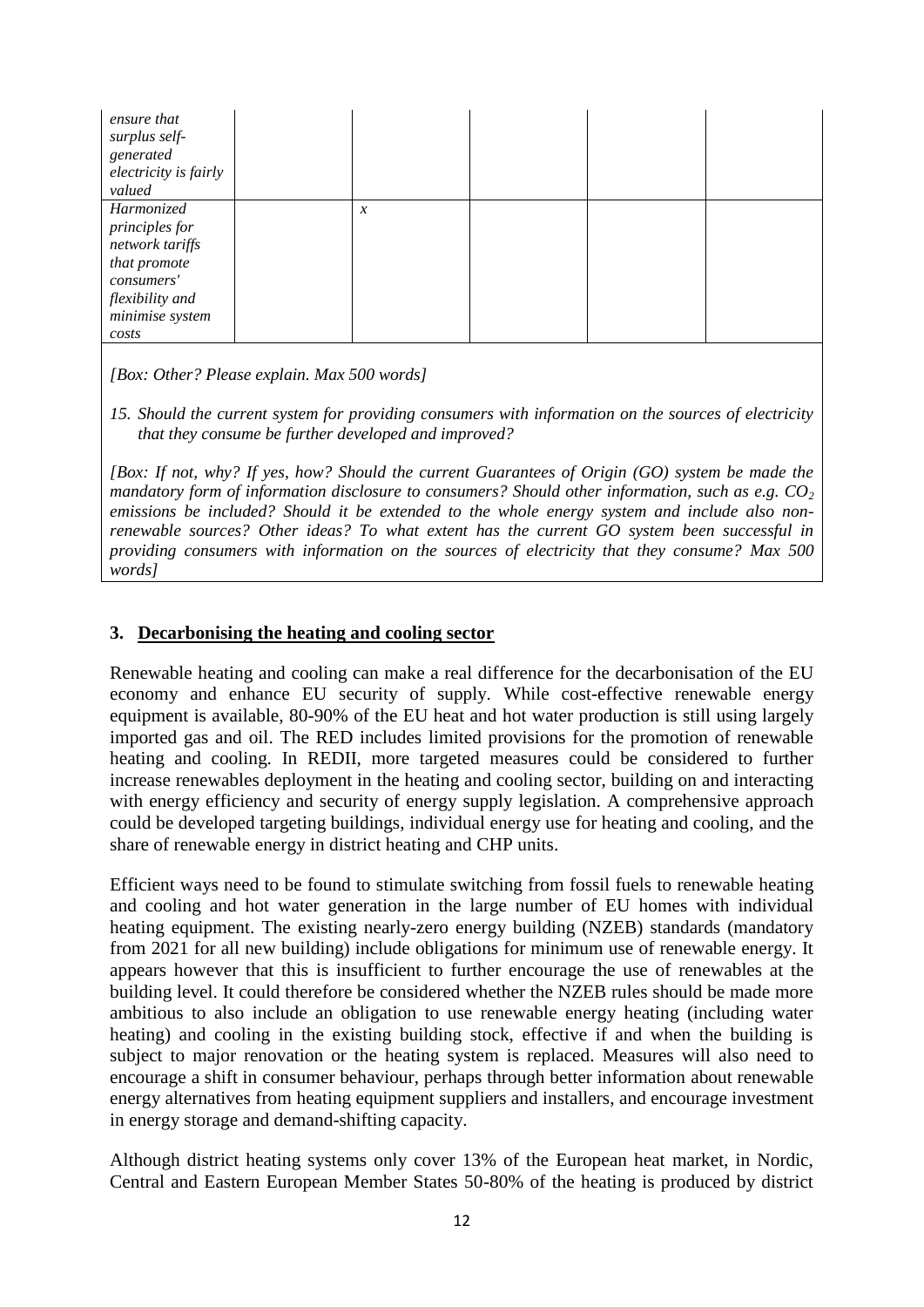| | | | | | |
|---|---|---|---|---|---|
| *ensure that surplus self-generated electricity is fairly valued* | | | | | |
| *Harmonized principles for network tariffs that promote consumers' flexibility and minimise system costs* | | *x* | | | |

*[Box: Other? Please explain. Max 500 words]*

*15. Should the current system for providing consumers with information on the sources of electricity that they consume be further developed and improved?*

*[Box: If not, why? If yes, how? Should the current Guarantees of Origin (GO) system be made the mandatory form of information disclosure to consumers? Should other information, such as e.g. $CO_2$ emissions be included? Should it be extended to the whole energy system and include also non-renewable sources? Other ideas? To what extent has the current GO system been successful in providing consumers with information on the sources of electricity that they consume? Max 500 words]*

## 3. Decarbonising the heating and cooling sector

Renewable heating and cooling can make a real difference for the decarbonisation of the EU economy and enhance EU security of supply. While cost-effective renewable energy equipment is available, 80-90% of the EU heat and hot water production is still using largely imported gas and oil. The RED includes limited provisions for the promotion of renewable heating and cooling. In REDII, more targeted measures could be considered to further increase renewables deployment in the heating and cooling sector, building on and interacting with energy efficiency and security of energy supply legislation. A comprehensive approach could be developed targeting buildings, individual energy use for heating and cooling, and the share of renewable energy in district heating and CHP units.

Efficient ways need to be found to stimulate switching from fossil fuels to renewable heating and cooling and hot water generation in the large number of EU homes with individual heating equipment. The existing nearly-zero energy building (NZEB) standards (mandatory from 2021 for all new building) include obligations for minimum use of renewable energy. It appears however that this is insufficient to further encourage the use of renewables at the building level. It could therefore be considered whether the NZEB rules should be made more ambitious to also include an obligation to use renewable energy heating (including water heating) and cooling in the existing building stock, effective if and when the building is subject to major renovation or the heating system is replaced. Measures will also need to encourage a shift in consumer behaviour, perhaps through better information about renewable energy alternatives from heating equipment suppliers and installers, and encourage investment in energy storage and demand-shifting capacity.

Although district heating systems only cover 13% of the European heat market, in Nordic, Central and Eastern European Member States 50-80% of the heating is produced by district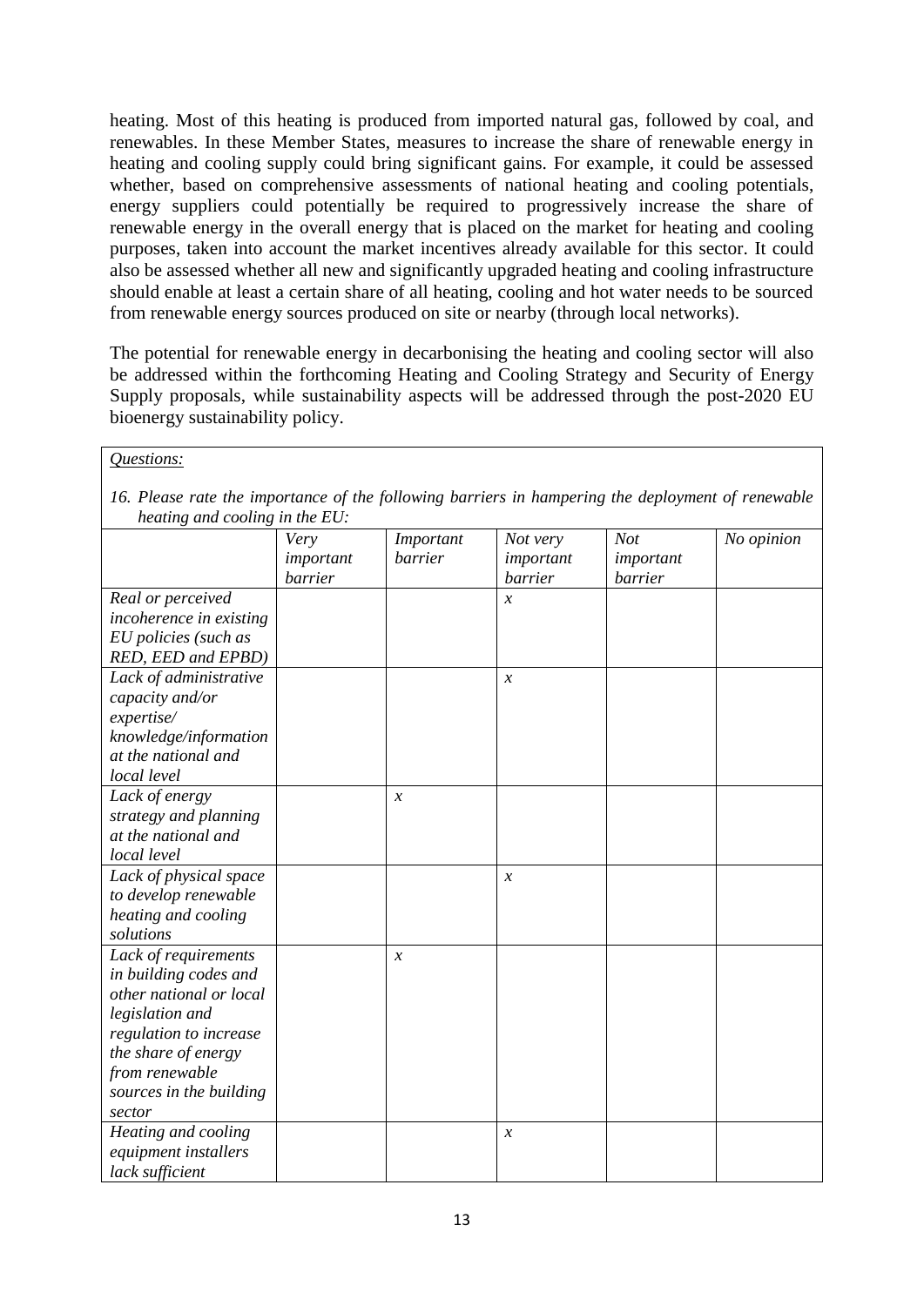heating. Most of this heating is produced from imported natural gas, followed by coal, and renewables. In these Member States, measures to increase the share of renewable energy in heating and cooling supply could bring significant gains. For example, it could be assessed whether, based on comprehensive assessments of national heating and cooling potentials, energy suppliers could potentially be required to progressively increase the share of renewable energy in the overall energy that is placed on the market for heating and cooling purposes, taken into account the market incentives already available for this sector. It could also be assessed whether all new and significantly upgraded heating and cooling infrastructure should enable at least a certain share of all heating, cooling and hot water needs to be sourced from renewable energy sources produced on site or nearby (through local networks).

The potential for renewable energy in decarbonising the heating and cooling sector will also be addressed within the forthcoming Heating and Cooling Strategy and Security of Energy Supply proposals, while sustainability aspects will be addressed through the post-2020 EU bioenergy sustainability policy.

*Questions:*

*16. Please rate the importance of the following barriers in hampering the deployment of renewable heating and cooling in the EU:*

| | *Very important barrier* | *Important barrier* | *Not very important barrier* | *Not important barrier* | *No opinion* |
|---|---|---|---|---|---|
| *Real or perceived incoherence in existing EU policies (such as RED, EED and EPBD)* | | | *x* | | |
| *Lack of administrative capacity and/or expertise/ knowledge/information at the national and local level* | | | *x* | | |
| *Lack of energy strategy and planning at the national and local level* | | *x* | | | |
| *Lack of physical space to develop renewable heating and cooling solutions* | | | *x* | | |
| *Lack of requirements in building codes and other national or local legislation and regulation to increase the share of energy from renewable sources in the building sector* | | *x* | | | |
| *Heating and cooling equipment installers lack sufficient* | | | *x* | | |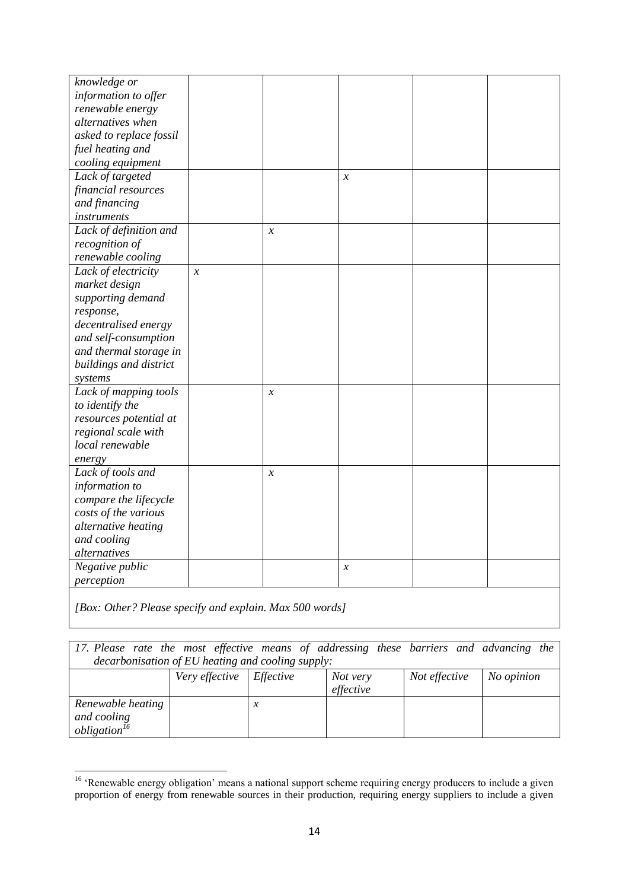| | | | | | |
|---|---|---|---|---|---|
| *knowledge or information to offer renewable energy alternatives when asked to replace fossil fuel heating and cooling equipment* | | | | | |
| *Lack of targeted financial resources and financing instruments* | | | *x* | | |
| *Lack of definition and recognition of renewable cooling* | | *x* | | | |
| *Lack of electricity market design supporting demand response, decentralised energy and self-consumption and thermal storage in buildings and district systems* | *x* | | | | |
| *Lack of mapping tools to identify the resources potential at regional scale with local renewable energy* | | *x* | | | |
| *Lack of tools and information to compare the lifecycle costs of the various alternative heating and cooling alternatives* | | *x* | | | |
| *Negative public perception* | | | *x* | | |

*[Box: Other? Please specify and explain. Max 500 words]*

*17. Please rate the most effective means of addressing these barriers and advancing the decarbonisation of EU heating and cooling supply:*

| | *Very effective* | *Effective* | *Not very effective* | *Not effective* | *No opinion* |
|---|---|---|---|---|---|
| *Renewable heating and cooling obligation*[16] | | *x* | | | |

[16] 'Renewable energy obligation' means a national support scheme requiring energy producers to include a given proportion of energy from renewable sources in their production, requiring energy suppliers to include a given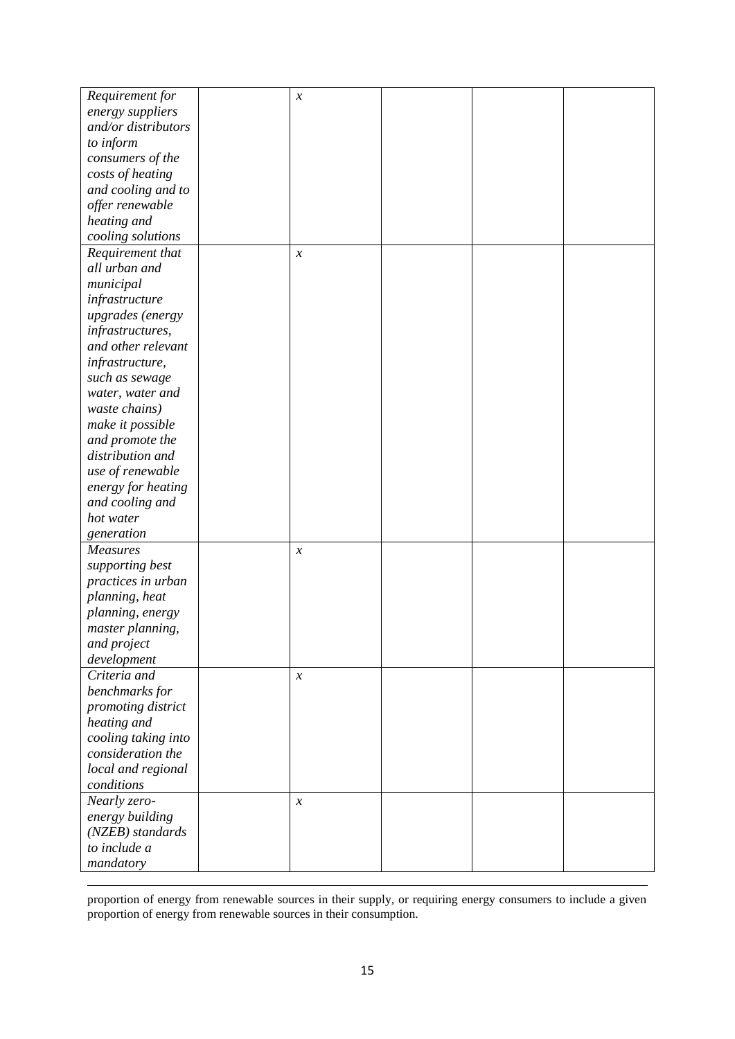| | | | | | |
|---|---|---|---|---|---|
| *Requirement for energy suppliers and/or distributors to inform consumers of the costs of heating and cooling and to offer renewable heating and cooling solutions* | | *x* | | | |
| *Requirement that all urban and municipal infrastructure upgrades (energy infrastructures, and other relevant infrastructure, such as sewage water, water and waste chains) make it possible and promote the distribution and use of renewable energy for heating and cooling and hot water generation* | | *x* | | | |
| *Measures supporting best practices in urban planning, heat planning, energy master planning, and project development* | | *x* | | | |
| *Criteria and benchmarks for promoting district heating and cooling taking into consideration the local and regional conditions* | | *x* | | | |
| *Nearly zero-energy building (NZEB) standards to include a mandatory* | | *x* | | | |

---

proportion of energy from renewable sources in their supply, or requiring energy consumers to include a given proportion of energy from renewable sources in their consumption.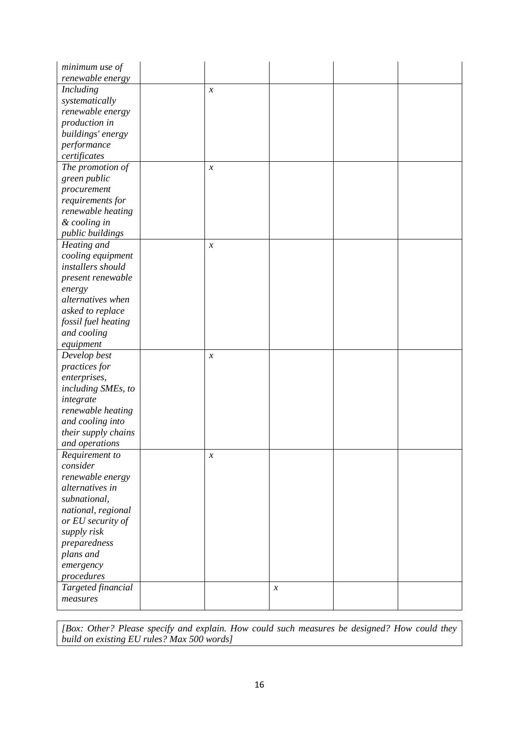| | | | | | |
|---|---|---|---|---|---|
| *minimum use of renewable energy* | | | | | |
| *Including systematically renewable energy production in buildings' energy performance certificates* | | *x* | | | |
| *The promotion of green public procurement requirements for renewable heating & cooling in public buildings* | | *x* | | | |
| *Heating and cooling equipment installers should present renewable energy alternatives when asked to replace fossil fuel heating and cooling equipment* | | *x* | | | |
| *Develop best practices for enterprises, including SMEs, to integrate renewable heating and cooling into their supply chains and operations* | | *x* | | | |
| *Requirement to consider renewable energy alternatives in subnational, national, regional or EU security of supply risk preparedness plans and emergency procedures* | | *x* | | | |
| *Targeted financial measures* | | | *x* | | |

*[Box: Other? Please specify and explain. How could such measures be designed? How could they build on existing EU rules? Max 500 words]*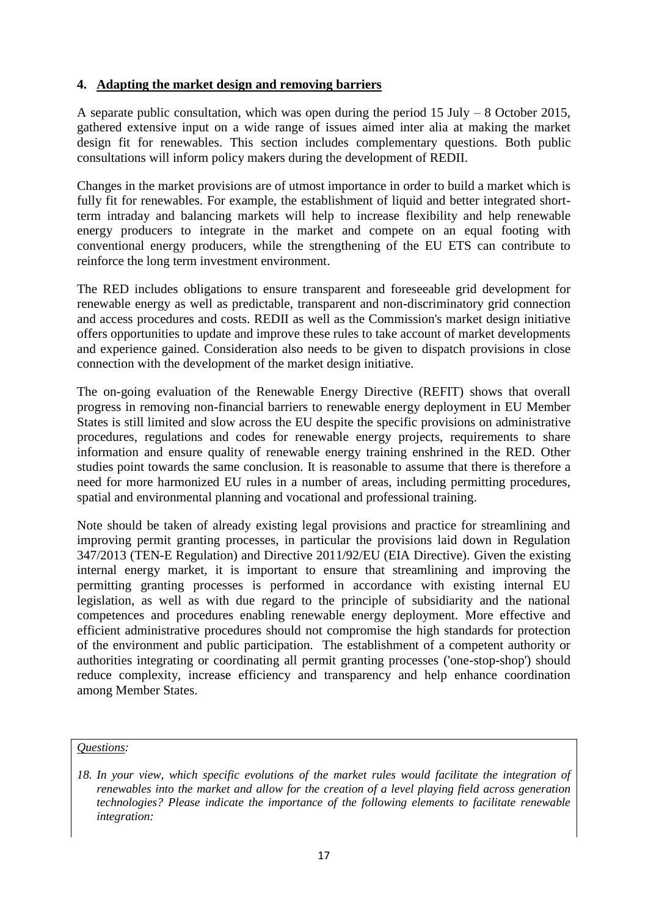## 4. Adapting the market design and removing barriers

A separate public consultation, which was open during the period 15 July – 8 October 2015, gathered extensive input on a wide range of issues aimed inter alia at making the market design fit for renewables. This section includes complementary questions. Both public consultations will inform policy makers during the development of REDII.

Changes in the market provisions are of utmost importance in order to build a market which is fully fit for renewables. For example, the establishment of liquid and better integrated short-term intraday and balancing markets will help to increase flexibility and help renewable energy producers to integrate in the market and compete on an equal footing with conventional energy producers, while the strengthening of the EU ETS can contribute to reinforce the long term investment environment.

The RED includes obligations to ensure transparent and foreseeable grid development for renewable energy as well as predictable, transparent and non-discriminatory grid connection and access procedures and costs. REDII as well as the Commission's market design initiative offers opportunities to update and improve these rules to take account of market developments and experience gained. Consideration also needs to be given to dispatch provisions in close connection with the development of the market design initiative.

The on-going evaluation of the Renewable Energy Directive (REFIT) shows that overall progress in removing non-financial barriers to renewable energy deployment in EU Member States is still limited and slow across the EU despite the specific provisions on administrative procedures, regulations and codes for renewable energy projects, requirements to share information and ensure quality of renewable energy training enshrined in the RED. Other studies point towards the same conclusion. It is reasonable to assume that there is therefore a need for more harmonized EU rules in a number of areas, including permitting procedures, spatial and environmental planning and vocational and professional training.

Note should be taken of already existing legal provisions and practice for streamlining and improving permit granting processes, in particular the provisions laid down in Regulation 347/2013 (TEN-E Regulation) and Directive 2011/92/EU (EIA Directive). Given the existing internal energy market, it is important to ensure that streamlining and improving the permitting granting processes is performed in accordance with existing internal EU legislation, as well as with due regard to the principle of subsidiarity and the national competences and procedures enabling renewable energy deployment. More effective and efficient administrative procedures should not compromise the high standards for protection of the environment and public participation. The establishment of a competent authority or authorities integrating or coordinating all permit granting processes ('one-stop-shop') should reduce complexity, increase efficiency and transparency and help enhance coordination among Member States.

*Questions:*

*18. In your view, which specific evolutions of the market rules would facilitate the integration of renewables into the market and allow for the creation of a level playing field across generation technologies? Please indicate the importance of the following elements to facilitate renewable integration:*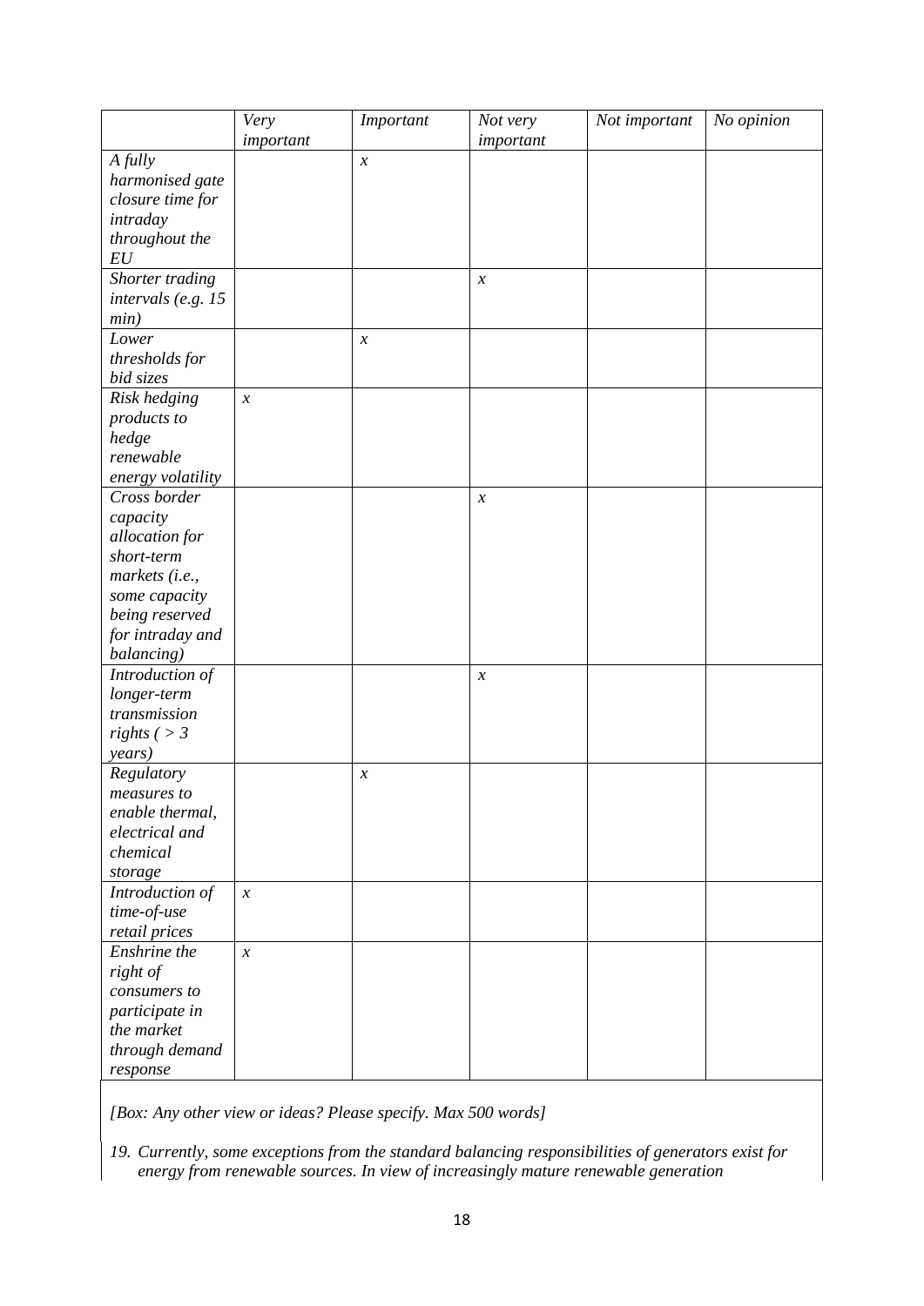| | *Very important* | *Important* | *Not very important* | *Not important* | *No opinion* |
|---|---|---|---|---|---|
| *A fully harmonised gate closure time for intraday throughout the EU* | | *x* | | | |
| *Shorter trading intervals (e.g. 15 min)* | | | *x* | | |
| *Lower thresholds for bid sizes* | | *x* | | | |
| *Risk hedging products to hedge renewable energy volatility* | *x* | | | | |
| *Cross border capacity allocation for short-term markets (i.e., some capacity being reserved for intraday and balancing)* | | | *x* | | |
| *Introduction of longer-term transmission rights ( > 3 years)* | | | *x* | | |
| *Regulatory measures to enable thermal, electrical and chemical storage* | | *x* | | | |
| *Introduction of time-of-use retail prices* | *x* | | | | |
| *Enshrine the right of consumers to participate in the market through demand response* | *x* | | | | |

*[Box: Any other view or ideas? Please specify. Max 500 words]*

19. *Currently, some exceptions from the standard balancing responsibilities of generators exist for energy from renewable sources. In view of increasingly mature renewable generation*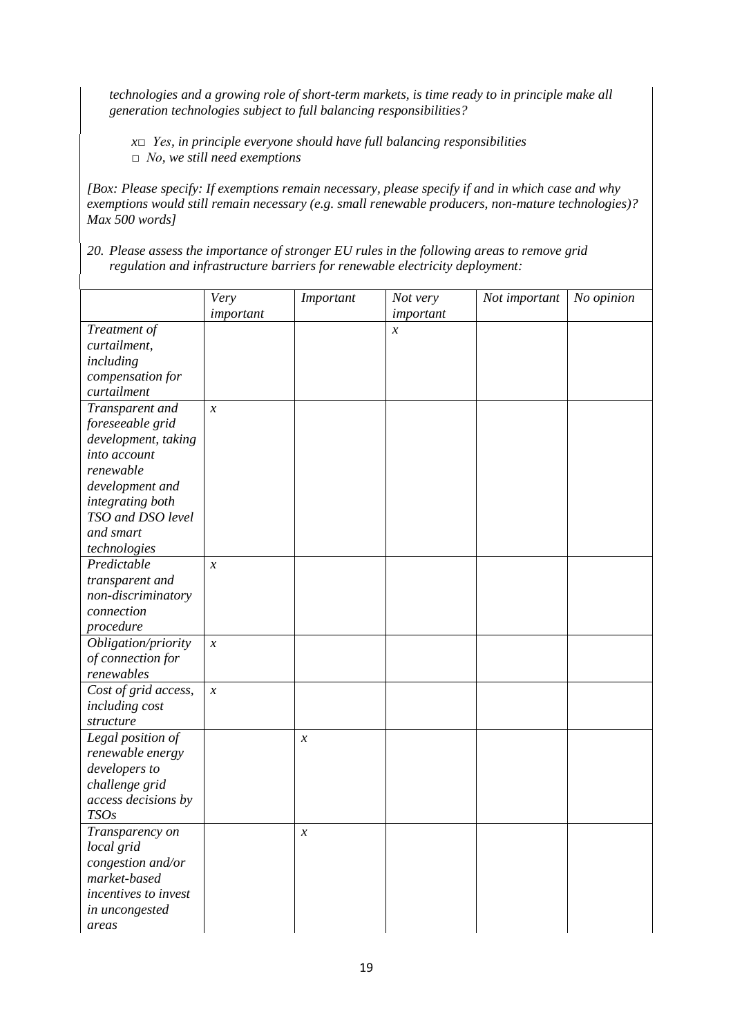*technologies and a growing role of short-term markets, is time ready to in principle make all generation technologies subject to full balancing responsibilities?*

*x□ Yes, in principle everyone should have full balancing responsibilities*
*□ No, we still need exemptions*

*[Box: Please specify: If exemptions remain necessary, please specify if and in which case and why exemptions would still remain necessary (e.g. small renewable producers, non-mature technologies)? Max 500 words]*

*20. Please assess the importance of stronger EU rules in the following areas to remove grid regulation and infrastructure barriers for renewable electricity deployment:*

| | *Very important* | *Important* | *Not very important* | *Not important* | *No opinion* |
|---|---|---|---|---|---|
| *Treatment of curtailment, including compensation for curtailment* | | | *x* | | |
| *Transparent and foreseeable grid development, taking into account renewable development and integrating both TSO and DSO level and smart technologies* | *x* | | | | |
| *Predictable transparent and non-discriminatory connection procedure* | *x* | | | | |
| *Obligation/priority of connection for renewables* | *x* | | | | |
| *Cost of grid access, including cost structure* | *x* | | | | |
| *Legal position of renewable energy developers to challenge grid access decisions by TSOs* | | *x* | | | |
| *Transparency on local grid congestion and/or market-based incentives to invest in uncongested areas* | | *x* | | | |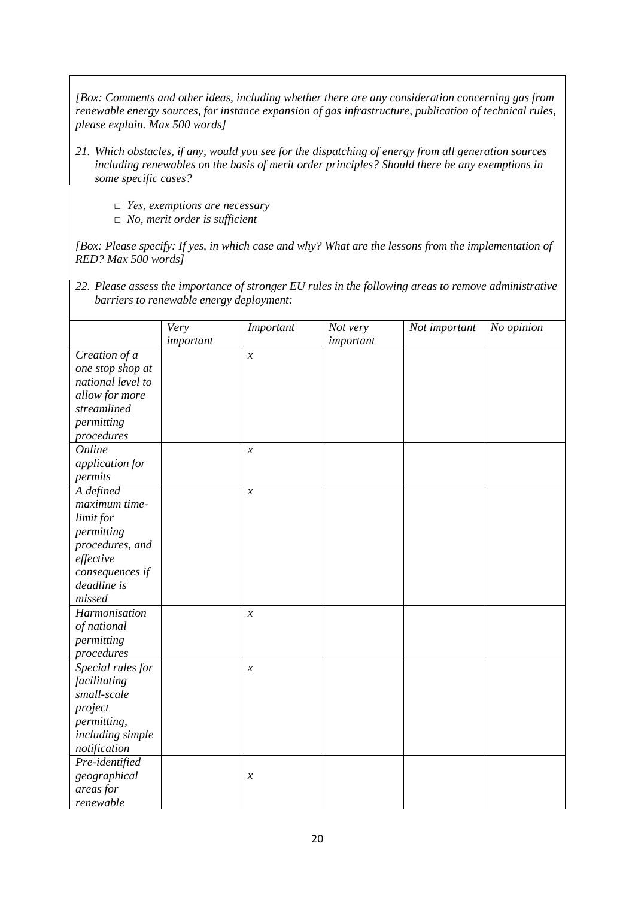*[Box: Comments and other ideas, including whether there are any consideration concerning gas from renewable energy sources, for instance expansion of gas infrastructure, publication of technical rules, please explain. Max 500 words]*

21. *Which obstacles, if any, would you see for the dispatching of energy from all generation sources including renewables on the basis of merit order principles? Should there be any exemptions in some specific cases?*

    - □ *Yes, exemptions are necessary*
    - □ *No, merit order is sufficient*

*[Box: Please specify: If yes, in which case and why? What are the lessons from the implementation of RED? Max 500 words]*

22. *Please assess the importance of stronger EU rules in the following areas to remove administrative barriers to renewable energy deployment:*

| | *Very important* | *Important* | *Not very important* | *Not important* | *No opinion* |
|---|---|---|---|---|---|
| *Creation of a one stop shop at national level to allow for more streamlined permitting procedures* | | *x* | | | |
| *Online application for permits* | | *x* | | | |
| *A defined maximum time-limit for permitting procedures, and effective consequences if deadline is missed* | | *x* | | | |
| *Harmonisation of national permitting procedures* | | *x* | | | |
| *Special rules for facilitating small-scale project permitting, including simple notification* | | *x* | | | |
| *Pre-identified geographical areas for renewable* | | *x* | | | |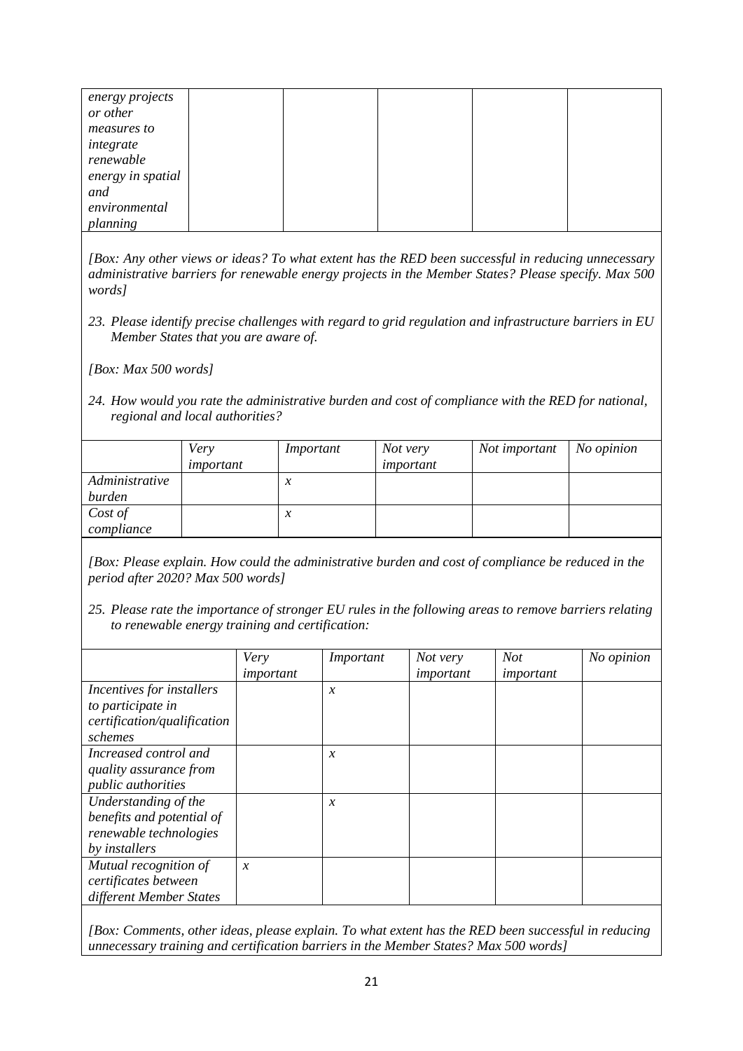| *energy projects or other measures to integrate renewable energy in spatial and environmental planning* | | | | | |
|---|---|---|---|---|---|

*[Box: Any other views or ideas? To what extent has the RED been successful in reducing unnecessary administrative barriers for renewable energy projects in the Member States? Please specify. Max 500 words]*

23. *Please identify precise challenges with regard to grid regulation and infrastructure barriers in EU Member States that you are aware of.*

*[Box: Max 500 words]*

24. *How would you rate the administrative burden and cost of compliance with the RED for national, regional and local authorities?*

| | *Very important* | *Important* | *Not very important* | *Not important* | *No opinion* |
|---|---|---|---|---|---|
| *Administrative burden* | | *x* | | | |
| *Cost of compliance* | | *x* | | | |

*[Box: Please explain. How could the administrative burden and cost of compliance be reduced in the period after 2020? Max 500 words]*

25. *Please rate the importance of stronger EU rules in the following areas to remove barriers relating to renewable energy training and certification:*

| | *Very important* | *Important* | *Not very important* | *Not important* | *No opinion* |
|---|---|---|---|---|---|
| *Incentives for installers to participate in certification/qualification schemes* | | *x* | | | |
| *Increased control and quality assurance from public authorities* | | *x* | | | |
| *Understanding of the benefits and potential of renewable technologies by installers* | | *x* | | | |
| *Mutual recognition of certificates between different Member States* | *x* | | | | |

*[Box: Comments, other ideas, please explain. To what extent has the RED been successful in reducing unnecessary training and certification barriers in the Member States? Max 500 words]*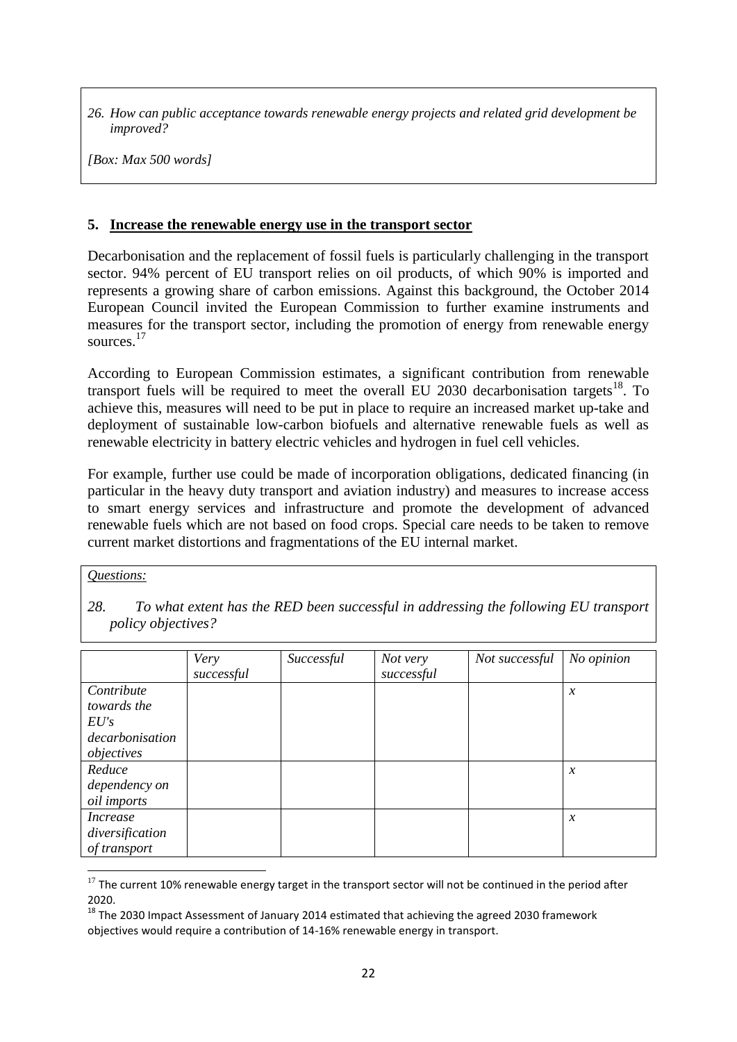*26. How can public acceptance towards renewable energy projects and related grid development be improved?*

*[Box: Max 500 words]*

## 5. Increase the renewable energy use in the transport sector

Decarbonisation and the replacement of fossil fuels is particularly challenging in the transport sector. 94% percent of EU transport relies on oil products, of which 90% is imported and represents a growing share of carbon emissions. Against this background, the October 2014 European Council invited the European Commission to further examine instruments and measures for the transport sector, including the promotion of energy from renewable energy sources.[17]

According to European Commission estimates, a significant contribution from renewable transport fuels will be required to meet the overall EU 2030 decarbonisation targets[18]. To achieve this, measures will need to be put in place to require an increased market up-take and deployment of sustainable low-carbon biofuels and alternative renewable fuels as well as renewable electricity in battery electric vehicles and hydrogen in fuel cell vehicles.

For example, further use could be made of incorporation obligations, dedicated financing (in particular in the heavy duty transport and aviation industry) and measures to increase access to smart energy services and infrastructure and promote the development of advanced renewable fuels which are not based on food crops. Special care needs to be taken to remove current market distortions and fragmentations of the EU internal market.

*Questions:*

*28. To what extent has the RED been successful in addressing the following EU transport policy objectives?*

| | *Very successful* | *Successful* | *Not very successful* | *Not successful* | *No opinion* |
|---|---|---|---|---|---|
| *Contribute towards the EU's decarbonisation objectives* | | | | | *x* |
| *Reduce dependency on oil imports* | | | | | *x* |
| *Increase diversification of transport* | | | | | *x* |

[17] The current 10% renewable energy target in the transport sector will not be continued in the period after 2020.

[18] The 2030 Impact Assessment of January 2014 estimated that achieving the agreed 2030 framework objectives would require a contribution of 14-16% renewable energy in transport.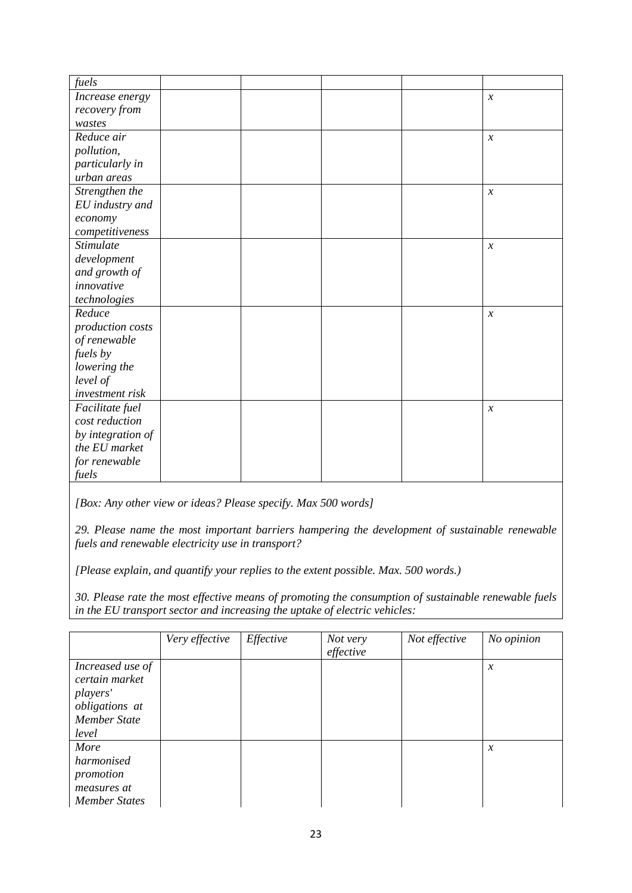| | | | | | |
|---|---|---|---|---|---|
| *fuels* | | | | | |
| *Increase energy recovery from wastes* | | | | | *x* |
| *Reduce air pollution, particularly in urban areas* | | | | | *x* |
| *Strengthen the EU industry and economy competitiveness* | | | | | *x* |
| *Stimulate development and growth of innovative technologies* | | | | | *x* |
| *Reduce production costs of renewable fuels by lowering the level of investment risk* | | | | | *x* |
| *Facilitate fuel cost reduction by integration of the EU market for renewable fuels* | | | | | *x* |

*[Box: Any other view or ideas? Please specify. Max 500 words]*

*29. Please name the most important barriers hampering the development of sustainable renewable fuels and renewable electricity use in transport?*

*[Please explain, and quantify your replies to the extent possible. Max. 500 words.)*

*30. Please rate the most effective means of promoting the consumption of sustainable renewable fuels in the EU transport sector and increasing the uptake of electric vehicles:*

| | *Very effective* | *Effective* | *Not very effective* | *Not effective* | *No opinion* |
|---|---|---|---|---|---|
| *Increased use of certain market players' obligations at Member State level* | | | | | *x* |
| *More harmonised promotion measures at Member States* | | | | | *x* |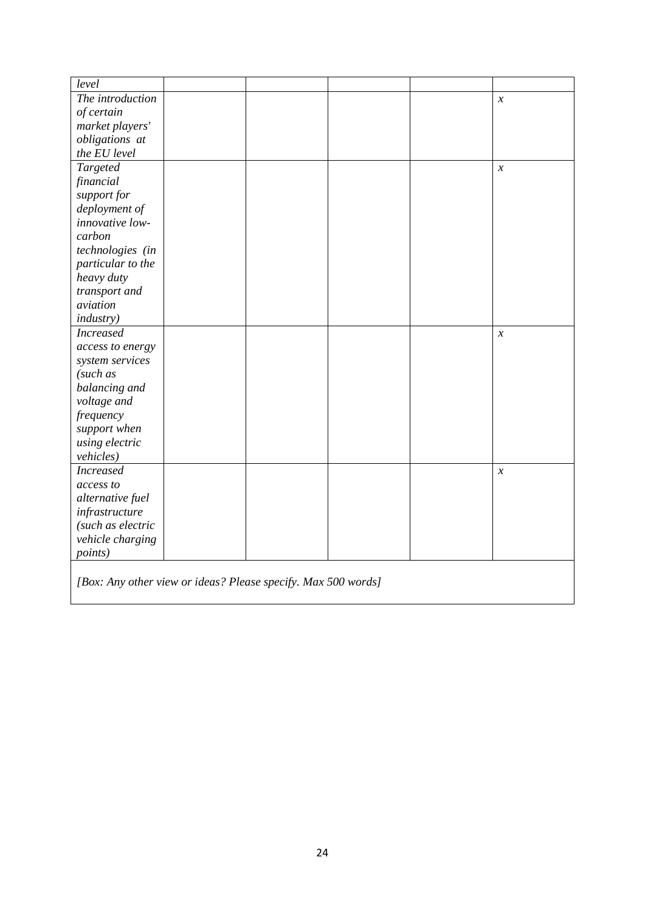| | | | | | |
|---|---|---|---|---|---|
| *level* | | | | | |
| *The introduction of certain market players' obligations at the EU level* | | | | | *x* |
| *Targeted financial support for deployment of innovative low-carbon technologies (in particular to the heavy duty transport and aviation industry)* | | | | | *x* |
| *Increased access to energy system services (such as balancing and voltage and frequency support when using electric vehicles)* | | | | | *x* |
| *Increased access to alternative fuel infrastructure (such as electric vehicle charging points)* | | | | | *x* |
| *[Box: Any other view or ideas? Please specify. Max 500 words]* | | | | | |